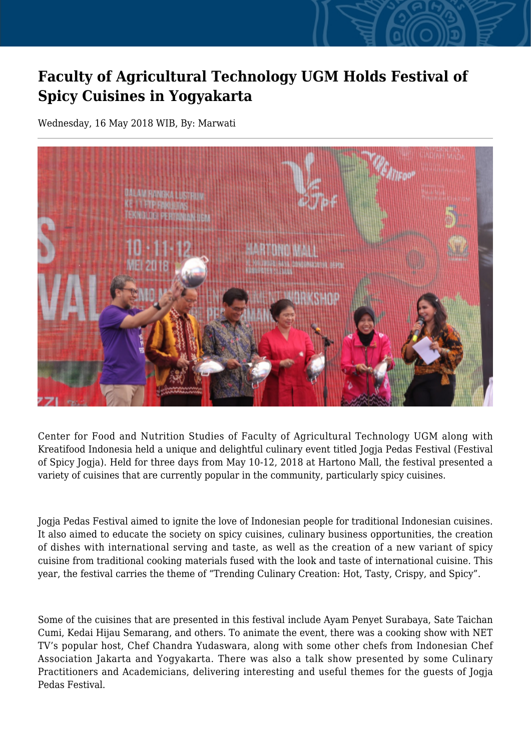# Faculty of Agricultural Technology UGM Holds Festival of Spicy Cuisines in Yogyakarta

Wednesday, 16 May 2018 WIB, By: Marwati

Center for Food and Nutrition Studies of Faculty of Agricultural Technology UGM along with Kreatifood Indonesia held a unique and delightful culinary event titled Jogja Pedas Festival (Festival of Spicy Jogja). Held for three days from May 10-12, 2018 at Hartono Mall, the festival presented a variety of cuisines that are currently popular in the community, particularly spicy cuisines.

Jogja Pedas Festival aimed to ignite the love of Indonesian people for traditional Indonesian cuisines. It also aimed to educate the society on spicy cuisines, culinary business opportunities, the creation of dishes with international serving and taste, as well as the creation of a new variant of spicy cuisine from traditional cooking materials fused with the look and taste of international cuisine. This year, the festival carries the theme of "Trending Culinary Creation: Hot, Tasty, Crispy, and Spicy".

Some of the cuisines that are presented in this festival include Ayam Penyet Surabaya, Sate Taichan Cumi, Kedai Hijau Semarang, and others. To animate the event, there was a cooking show with NET TV's popular host, Chef Chandra Yudaswara, along with some other chefs from Indonesian Chef Association Jakarta and Yogyakarta. There was also a talk show presented by some Culinary Practitioners and Academicians, delivering interesting and useful themes for the guests of Jogja Pedas Festival.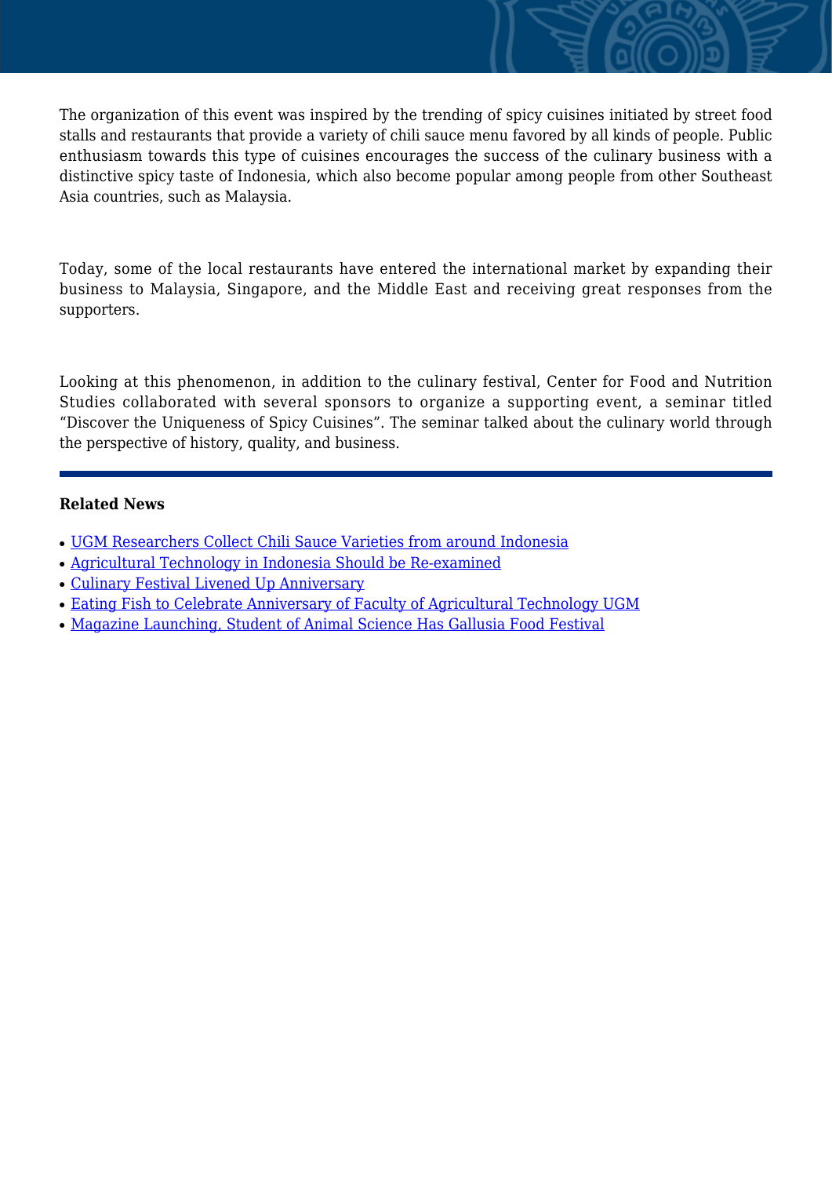The organization of this event was inspired by the trending of spicy cuisines initiated by street food stalls and restaurants that provide a variety of chili sauce menu favored by all kinds of people. Public enthusiasm towards this type of cuisines encourages the success of the culinary business with a distinctive spicy taste of Indonesia, which also become popular among people from other Southeast Asia countries, such as Malaysia.

Today, some of the local restaurants have entered the international market by expanding their business to Malaysia, Singapore, and the Middle East and receiving great responses from the supporters.

Looking at this phenomenon, in addition to the culinary festival, Center for Food and Nutrition Studies collaborated with several sponsors to organize a supporting event, a seminar titled "Discover the Uniqueness of Spicy Cuisines". The seminar talked about the culinary world through the perspective of history, quality, and business.

---

**Related News**

- UGM Researchers Collect Chili Sauce Varieties from around Indonesia
- Agricultural Technology in Indonesia Should be Re-examined
- Culinary Festival Livened Up Anniversary
- Eating Fish to Celebrate Anniversary of Faculty of Agricultural Technology UGM
- Magazine Launching, Student of Animal Science Has Gallusia Food Festival